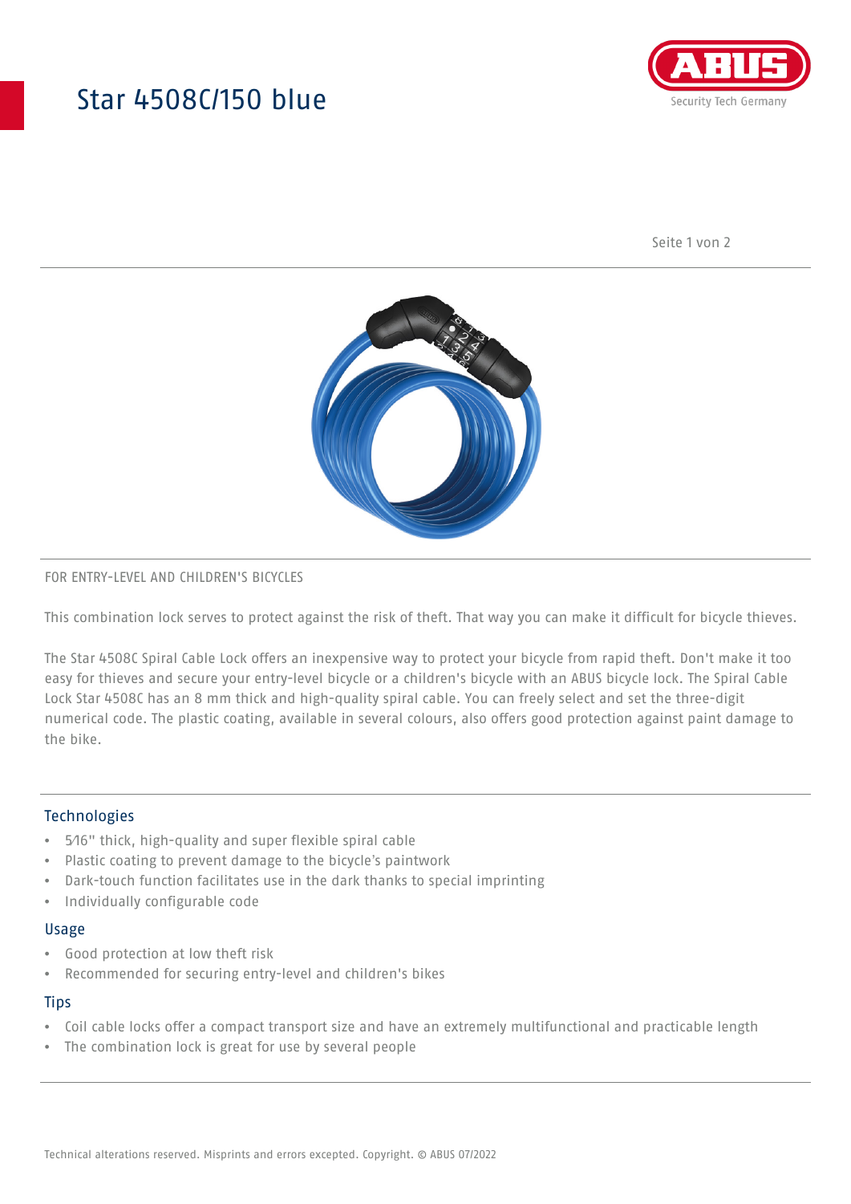# Star 4508C/150 blue

FOR ENTRY-LEVEL AND CHILDREN'S BICYCLES

This combination lock serves to protect against the risk of theft. That way you can make it difficult for bicycle thieves.

The Star 4508C Spiral Cable Lock offers an inexpensive way to protect your bicycle from rapid theft. Don't make it too easy for thieves and secure your entry-level bicycle or a children's bicycle with an ABUS bicycle lock. The Spiral Cable Lock Star 4508C has an 8 mm thick and high-quality spiral cable. You can freely select and set the three-digit numerical code. The plastic coating, available in several colours, also offers good protection against paint damage to the bike.

## Technologies

- 5⁄16" thick, high-quality and super flexible spiral cable
- Plastic coating to prevent damage to the bicycle's paintwork
- Dark-touch function facilitates use in the dark thanks to special imprinting
- Individually configurable code

## Usage

- Good protection at low theft risk
- Recommended for securing entry-level and children's bikes

## Tips

- Coil cable locks offer a compact transport size and have an extremely multifunctional and practicable length
- The combination lock is great for use by several people

Technical alterations reserved. Misprints and errors excepted. Copyright. © ABUS 07/2022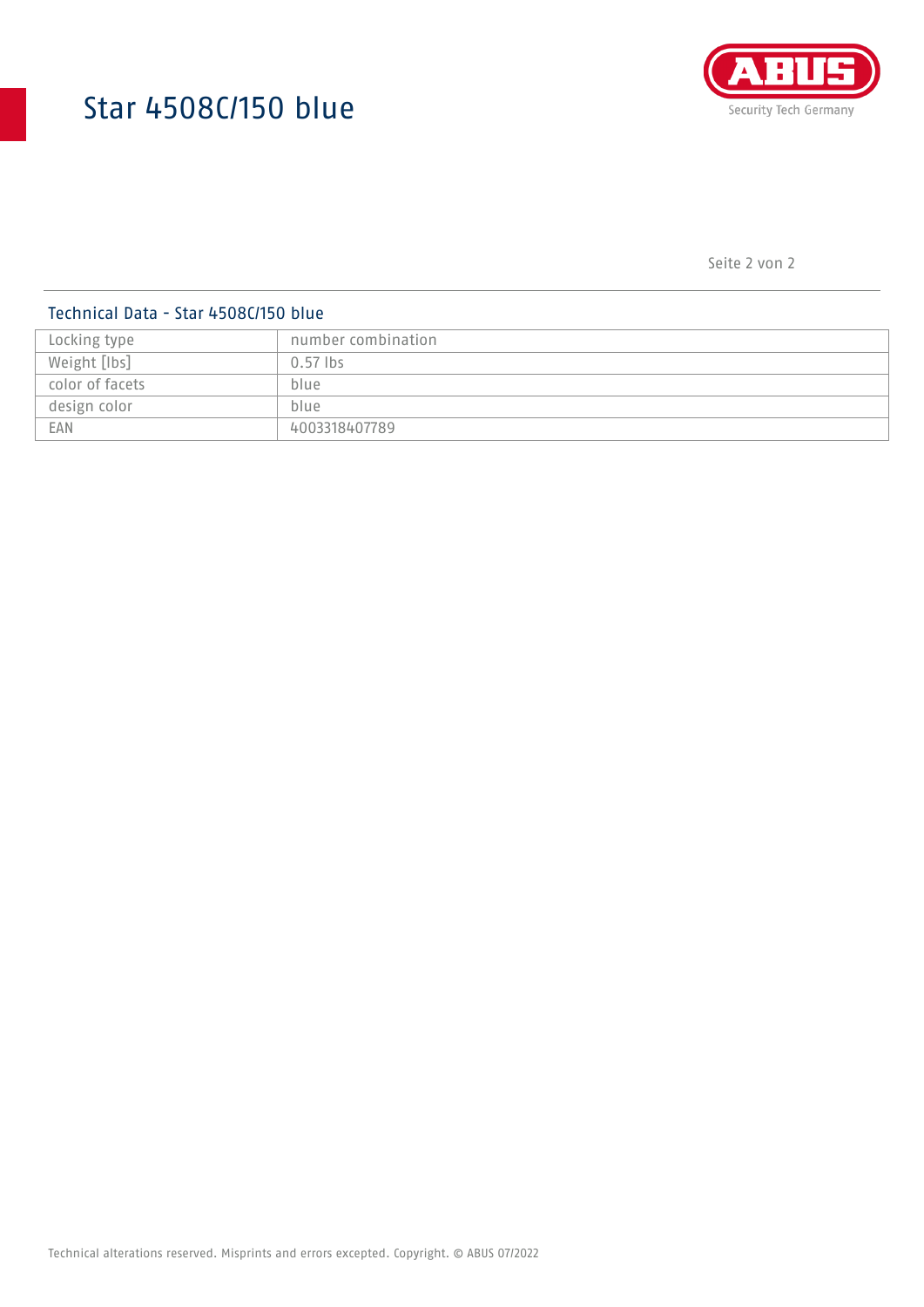# Star 4508C/150 blue

## Technical Data - Star 4508C/150 blue

| | |
|---|---|
| Locking type | number combination |
| Weight [lbs] | 0.57 lbs |
| color of facets | blue |
| design color | blue |
| EAN | 4003318407789 |

Technical alterations reserved. Misprints and errors excepted. Copyright. © ABUS 07/2022